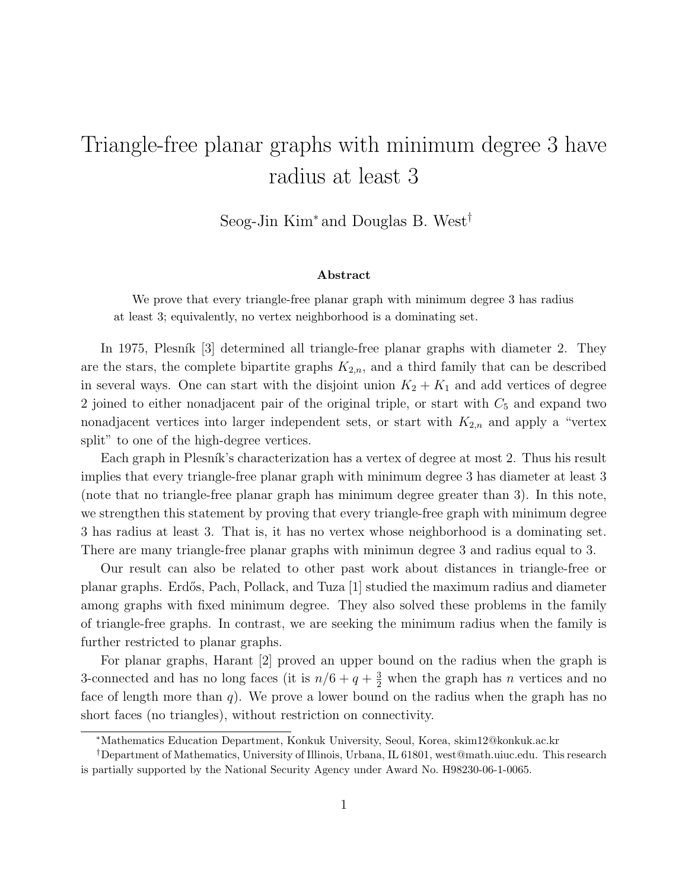# Triangle-free planar graphs with minimum degree 3 have radius at least 3

Seog-Jin Kim* and Douglas B. West†

### Abstract

We prove that every triangle-free planar graph with minimum degree 3 has radius at least 3; equivalently, no vertex neighborhood is a dominating set.

In 1975, Plesník [3] determined all triangle-free planar graphs with diameter 2. They are the stars, the complete bipartite graphs $K_{2,n}$, and a third family that can be described in several ways. One can start with the disjoint union $K_2 + K_1$ and add vertices of degree 2 joined to either nonadjacent pair of the original triple, or start with $C_5$ and expand two nonadjacent vertices into larger independent sets, or start with $K_{2,n}$ and apply a "vertex split" to one of the high-degree vertices.

Each graph in Plesník's characterization has a vertex of degree at most 2. Thus his result implies that every triangle-free planar graph with minimum degree 3 has diameter at least 3 (note that no triangle-free planar graph has minimum degree greater than 3). In this note, we strengthen this statement by proving that every triangle-free graph with minimum degree 3 has radius at least 3. That is, it has no vertex whose neighborhood is a dominating set. There are many triangle-free planar graphs with minimun degree 3 and radius equal to 3.

Our result can also be related to other past work about distances in triangle-free or planar graphs. Erdős, Pach, Pollack, and Tuza [1] studied the maximum radius and diameter among graphs with fixed minimum degree. They also solved these problems in the family of triangle-free graphs. In contrast, we are seeking the minimum radius when the family is further restricted to planar graphs.

For planar graphs, Harant [2] proved an upper bound on the radius when the graph is 3-connected and has no long faces (it is $n/6 + q + \frac{3}{2}$ when the graph has $n$ vertices and no face of length more than $q$). We prove a lower bound on the radius when the graph has no short faces (no triangles), without restriction on connectivity.

---

*Mathematics Education Department, Konkuk University, Seoul, Korea, skim12@konkuk.ac.kr

†Department of Mathematics, University of Illinois, Urbana, IL 61801, west@math.uiuc.edu. This research is partially supported by the National Security Agency under Award No. H98230-06-1-0065.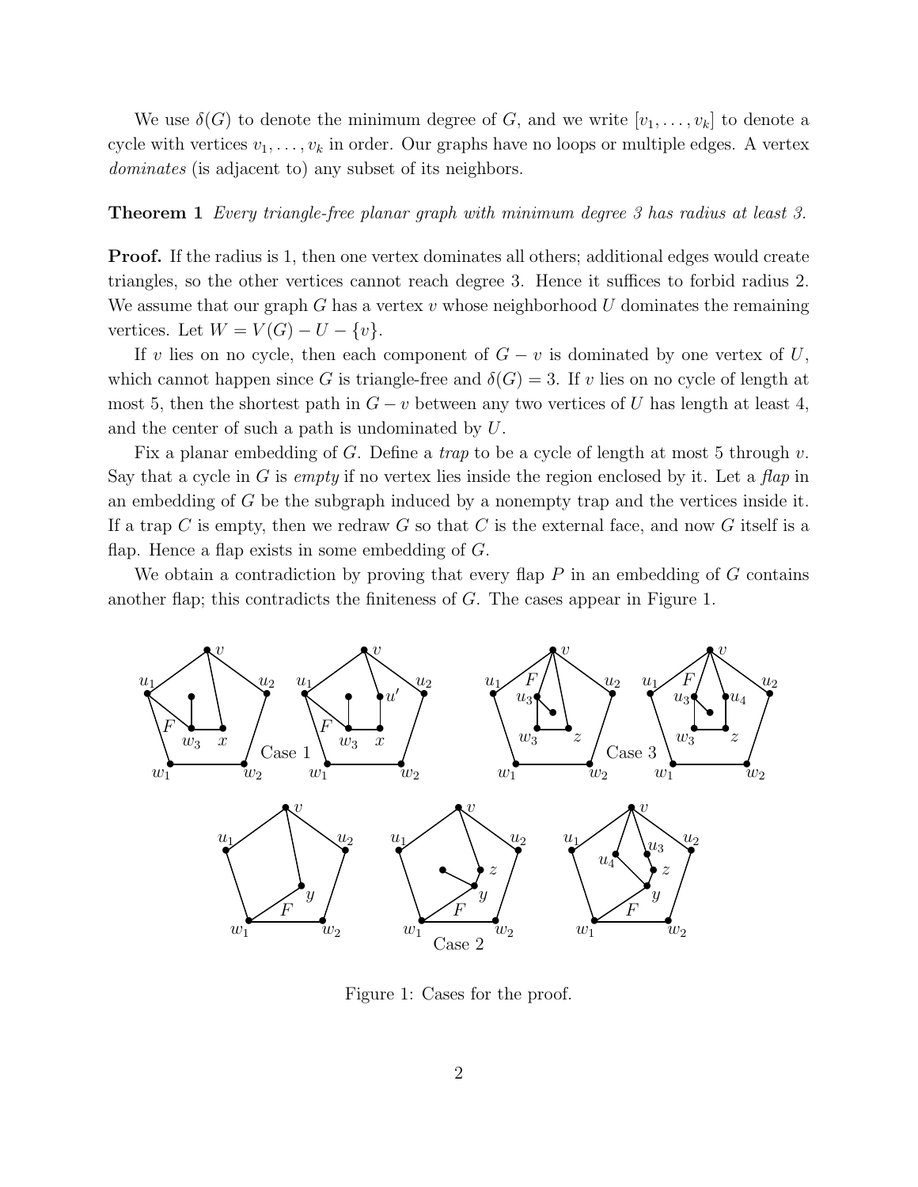We use $\delta(G)$ to denote the minimum degree of $G$, and we write $[v_1, \ldots, v_k]$ to denote a cycle with vertices $v_1, \ldots, v_k$ in order. Our graphs have no loops or multiple edges. A vertex *dominates* (is adjacent to) any subset of its neighbors.

**Theorem 1** *Every triangle-free planar graph with minimum degree 3 has radius at least 3.*

**Proof.** If the radius is 1, then one vertex dominates all others; additional edges would create triangles, so the other vertices cannot reach degree 3. Hence it suffices to forbid radius 2. We assume that our graph $G$ has a vertex $v$ whose neighborhood $U$ dominates the remaining vertices. Let $W = V(G) - U - \{v\}$.

If $v$ lies on no cycle, then each component of $G - v$ is dominated by one vertex of $U$, which cannot happen since $G$ is triangle-free and $\delta(G) = 3$. If $v$ lies on no cycle of length at most 5, then the shortest path in $G - v$ between any two vertices of $U$ has length at least 4, and the center of such a path is undominated by $U$.

Fix a planar embedding of $G$. Define a *trap* to be a cycle of length at most 5 through $v$. Say that a cycle in $G$ is *empty* if no vertex lies inside the region enclosed by it. Let a *flap* in an embedding of $G$ be the subgraph induced by a nonempty trap and the vertices inside it. If a trap $C$ is empty, then we redraw $G$ so that $C$ is the external face, and now $G$ itself is a flap. Hence a flap exists in some embedding of $G$.

We obtain a contradiction by proving that every flap $P$ in an embedding of $G$ contains another flap; this contradicts the finiteness of $G$. The cases appear in Figure 1.

Figure 1: Cases for the proof.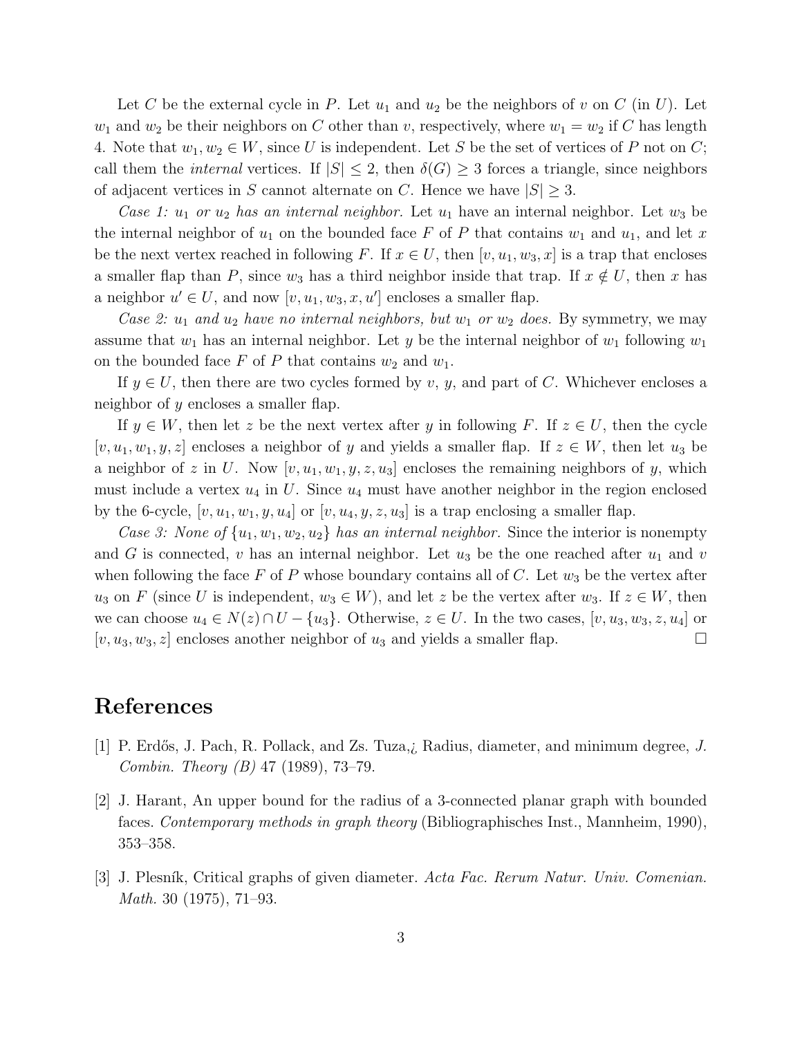Let $C$ be the external cycle in $P$. Let $u_1$ and $u_2$ be the neighbors of $v$ on $C$ (in $U$). Let $w_1$ and $w_2$ be their neighbors on $C$ other than $v$, respectively, where $w_1 = w_2$ if $C$ has length 4. Note that $w_1, w_2 \in W$, since $U$ is independent. Let $S$ be the set of vertices of $P$ not on $C$; call them the *internal* vertices. If $|S| \leq 2$, then $\delta(G) \geq 3$ forces a triangle, since neighbors of adjacent vertices in $S$ cannot alternate on $C$. Hence we have $|S| \geq 3$.

*Case 1: $u_1$ or $u_2$ has an internal neighbor.* Let $u_1$ have an internal neighbor. Let $w_3$ be the internal neighbor of $u_1$ on the bounded face $F$ of $P$ that contains $w_1$ and $u_1$, and let $x$ be the next vertex reached in following $F$. If $x \in U$, then $[v, u_1, w_3, x]$ is a trap that encloses a smaller flap than $P$, since $w_3$ has a third neighbor inside that trap. If $x \notin U$, then $x$ has a neighbor $u' \in U$, and now $[v, u_1, w_3, x, u']$ encloses a smaller flap.

*Case 2: $u_1$ and $u_2$ have no internal neighbors, but $w_1$ or $w_2$ does.* By symmetry, we may assume that $w_1$ has an internal neighbor. Let $y$ be the internal neighbor of $w_1$ following $w_1$ on the bounded face $F$ of $P$ that contains $w_2$ and $w_1$.

If $y \in U$, then there are two cycles formed by $v$, $y$, and part of $C$. Whichever encloses a neighbor of $y$ encloses a smaller flap.

If $y \in W$, then let $z$ be the next vertex after $y$ in following $F$. If $z \in U$, then the cycle $[v, u_1, w_1, y, z]$ encloses a neighbor of $y$ and yields a smaller flap. If $z \in W$, then let $u_3$ be a neighbor of $z$ in $U$. Now $[v, u_1, w_1, y, z, u_3]$ encloses the remaining neighbors of $y$, which must include a vertex $u_4$ in $U$. Since $u_4$ must have another neighbor in the region enclosed by the 6-cycle, $[v, u_1, w_1, y, u_4]$ or $[v, u_4, y, z, u_3]$ is a trap enclosing a smaller flap.

*Case 3: None of $\{u_1, w_1, w_2, u_2\}$ has an internal neighbor.* Since the interior is nonempty and $G$ is connected, $v$ has an internal neighbor. Let $u_3$ be the one reached after $u_1$ and $v$ when following the face $F$ of $P$ whose boundary contains all of $C$. Let $w_3$ be the vertex after $u_3$ on $F$ (since $U$ is independent, $w_3 \in W$), and let $z$ be the vertex after $w_3$. If $z \in W$, then we can choose $u_4 \in N(z) \cap U - \{u_3\}$. Otherwise, $z \in U$. In the two cases, $[v, u_3, w_3, z, u_4]$ or $[v, u_3, w_3, z]$ encloses another neighbor of $u_3$ and yields a smaller flap. □

## References

[1] P. Erdős, J. Pach, R. Pollack, and Zs. Tuza,¿ Radius, diameter, and minimum degree, *J. Combin. Theory (B)* 47 (1989), 73–79.

[2] J. Harant, An upper bound for the radius of a 3-connected planar graph with bounded faces. *Contemporary methods in graph theory* (Bibliographisches Inst., Mannheim, 1990), 353–358.

[3] J. Plesník, Critical graphs of given diameter. *Acta Fac. Rerum Natur. Univ. Comenian. Math.* 30 (1975), 71–93.